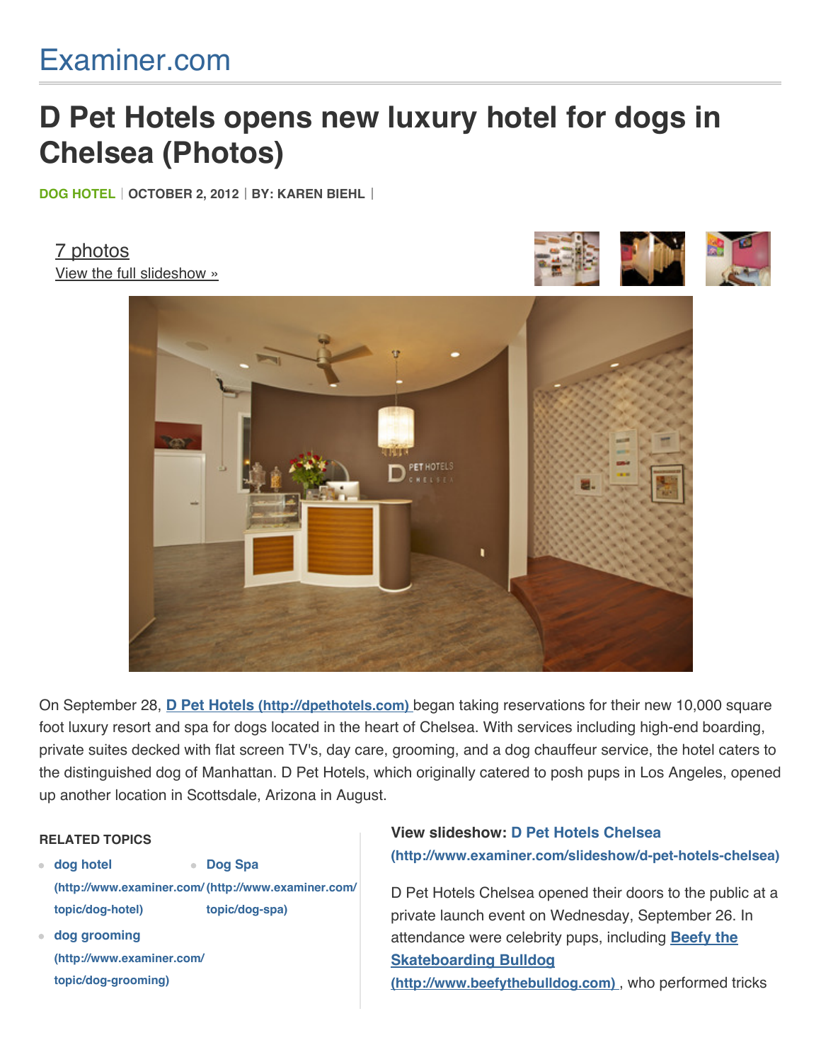Examiner.com

# D Pet Hotels opens new luxury hotel for dogs in Chelsea (Photos)

**DOG HOTEL** | **OCTOBER 2, 2012** | **BY: KAREN BIEHL** |

7 photos
View the full slideshow »

On September 28, [D Pet Hotels (http://dpethotels.com)](http://dpethotels.com) began taking reservations for their new 10,000 square foot luxury resort and spa for dogs located in the heart of Chelsea. With services including high-end boarding, private suites decked with flat screen TV's, day care, grooming, and a dog chauffeur service, the hotel caters to the distinguished dog of Manhattan. D Pet Hotels, which originally catered to posh pups in Los Angeles, opened up another location in Scottsdale, Arizona in August.

**RELATED TOPICS**

- [dog hotel (http://www.examiner.com/topic/dog-hotel)](http://www.examiner.com/topic/dog-hotel)
- [Dog Spa (http://www.examiner.com/topic/dog-spa)](http://www.examiner.com/topic/dog-spa)
- [dog grooming (http://www.examiner.com/topic/dog-grooming)](http://www.examiner.com/topic/dog-grooming)

**View slideshow: [D Pet Hotels Chelsea (http://www.examiner.com/slideshow/d-pet-hotels-chelsea)](http://www.examiner.com/slideshow/d-pet-hotels-chelsea)**

D Pet Hotels Chelsea opened their doors to the public at a private launch event on Wednesday, September 26. In attendance were celebrity pups, including [Beefy the Skateboarding Bulldog (http://www.beefythebulldog.com)](http://www.beefythebulldog.com), who performed tricks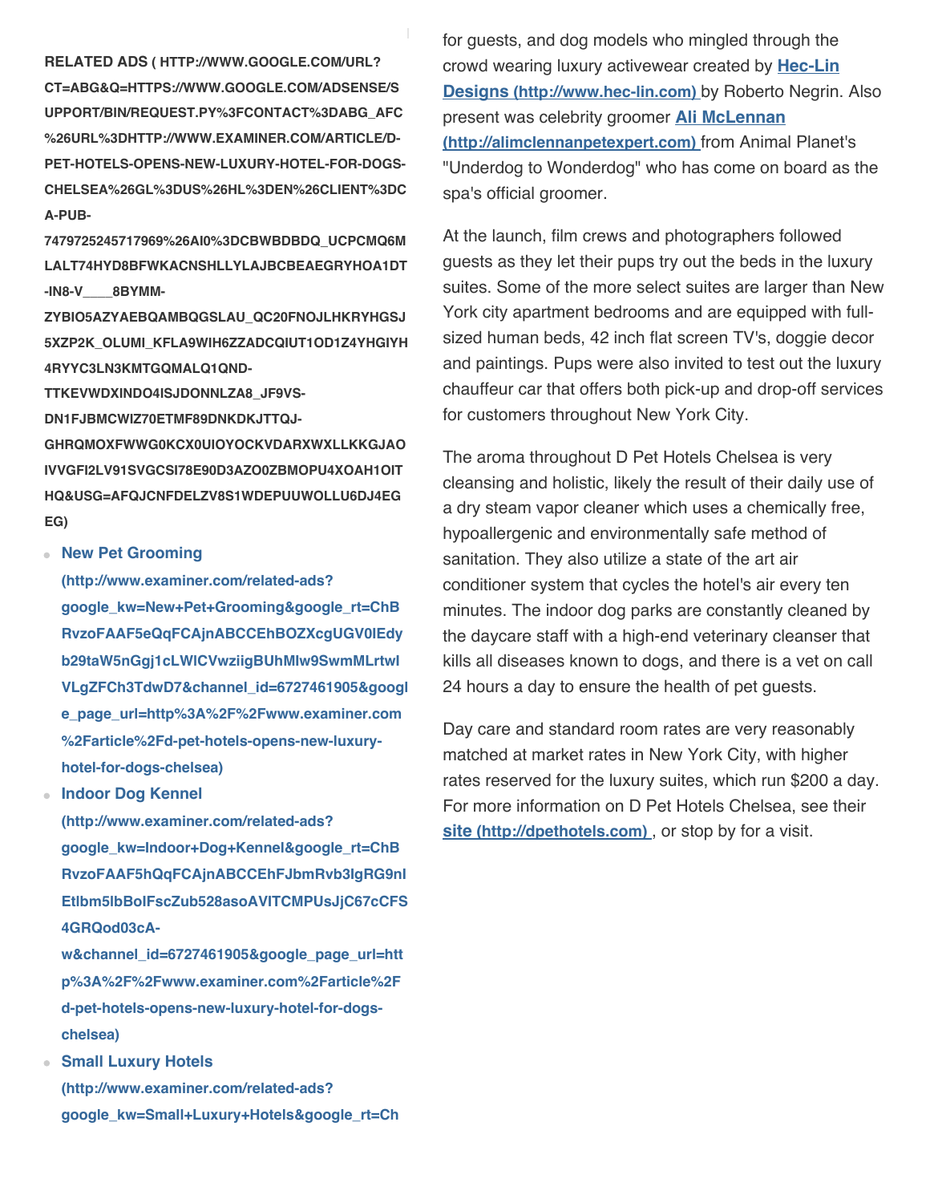RELATED ADS ( HTTP://WWW.GOOGLE.COM/URL?CT=ABG&Q=HTTPS://WWW.GOOGLE.COM/ADSENSE/SUPPORT/BIN/REQUEST.PY%3FCONTACT%3DABG_AFC%26URL%3DHTTP://WWW.EXAMINER.COM/ARTICLE/D-PET-HOTELS-OPENS-NEW-LUXURY-HOTEL-FOR-DOGS-CHELSEA%26GL%3DUS%26HL%3DEN%26CLIENT%3DCA-PUB-7479725245717969%26AI0%3DCBWBDBDQ_UCPCMQ6MLALT74HYD8BFWKACNSHLLYLAJBCBEAEGRYHOA1DT-IN8-V____8BYMM-ZYBIO5AZYAEBQAMBQGSLAU_QC20FNOJLHKRYHGSJ5XZP2K_OLUMI_KFLA9WIH6ZZADCQIUT1OD1Z4YHGIYH4RYYC3LN3KMTGQMALQ1QND-TTKEVWDXINDO4ISJDONNLZA8_JF9VS-DN1FJBMCWIZ70ETMF89DNKDKJTTQJ-GHRQMOXFWWG0KCX0UIOYOCKVDARXWXLLKKGJAOIVVGFI2LV91SVGCSI78E90D3AZO0ZBMOPU4XOAH1OITHQ&USG=AFQJCNFDELZV8S1WDEPUUWOLLU6DJ4EGEG)

- **New Pet Grooming (http://www.examiner.com/related-ads?google_kw=New+Pet+Grooming&google_rt=ChBRvzoFAAF5eQqFCAjnABCCEhBOZXcgUGV0IEdyb29taW5nGgj1cLWICVwziigBUhMIw9SwmMLrtwIVLgZFCh3TdwD7&channel_id=6727461905&google_page_url=http%3A%2F%2Fwww.examiner.com%2Farticle%2Fd-pet-hotels-opens-new-luxury-hotel-for-dogs-chelsea)**
- **Indoor Dog Kennel (http://www.examiner.com/related-ads?google_kw=Indoor+Dog+Kennel&google_rt=ChBRvzoFAAF5hQqFCAjnABCCEhFJbmRvb3IgRG9nIEtlbm5lbBoIFscZub528asoAVITCMPUsJjC67cCFS4GRQod03cA-w&channel_id=6727461905&google_page_url=http%3A%2F%2Fwww.examiner.com%2Farticle%2Fd-pet-hotels-opens-new-luxury-hotel-for-dogs-chelsea)**
- **Small Luxury Hotels (http://www.examiner.com/related-ads?google_kw=Small+Luxury+Hotels&google_rt=Ch**

for guests, and dog models who mingled through the crowd wearing luxury activewear created by **Hec-Lin Designs (http://www.hec-lin.com)** by Roberto Negrin. Also present was celebrity groomer **Ali McLennan (http://alimclennanpetexpert.com)** from Animal Planet's "Underdog to Wonderdog" who has come on board as the spa's official groomer.

At the launch, film crews and photographers followed guests as they let their pups try out the beds in the luxury suites. Some of the more select suites are larger than New York city apartment bedrooms and are equipped with full-sized human beds, 42 inch flat screen TV's, doggie decor and paintings. Pups were also invited to test out the luxury chauffeur car that offers both pick-up and drop-off services for customers throughout New York City.

The aroma throughout D Pet Hotels Chelsea is very cleansing and holistic, likely the result of their daily use of a dry steam vapor cleaner which uses a chemically free, hypoallergenic and environmentally safe method of sanitation. They also utilize a state of the art air conditioner system that cycles the hotel's air every ten minutes. The indoor dog parks are constantly cleaned by the daycare staff with a high-end veterinary cleanser that kills all diseases known to dogs, and there is a vet on call 24 hours a day to ensure the health of pet guests.

Day care and standard room rates are very reasonably matched at market rates in New York City, with higher rates reserved for the luxury suites, which run $200 a day. For more information on D Pet Hotels Chelsea, see their **site (http://dpethotels.com)**, or stop by for a visit.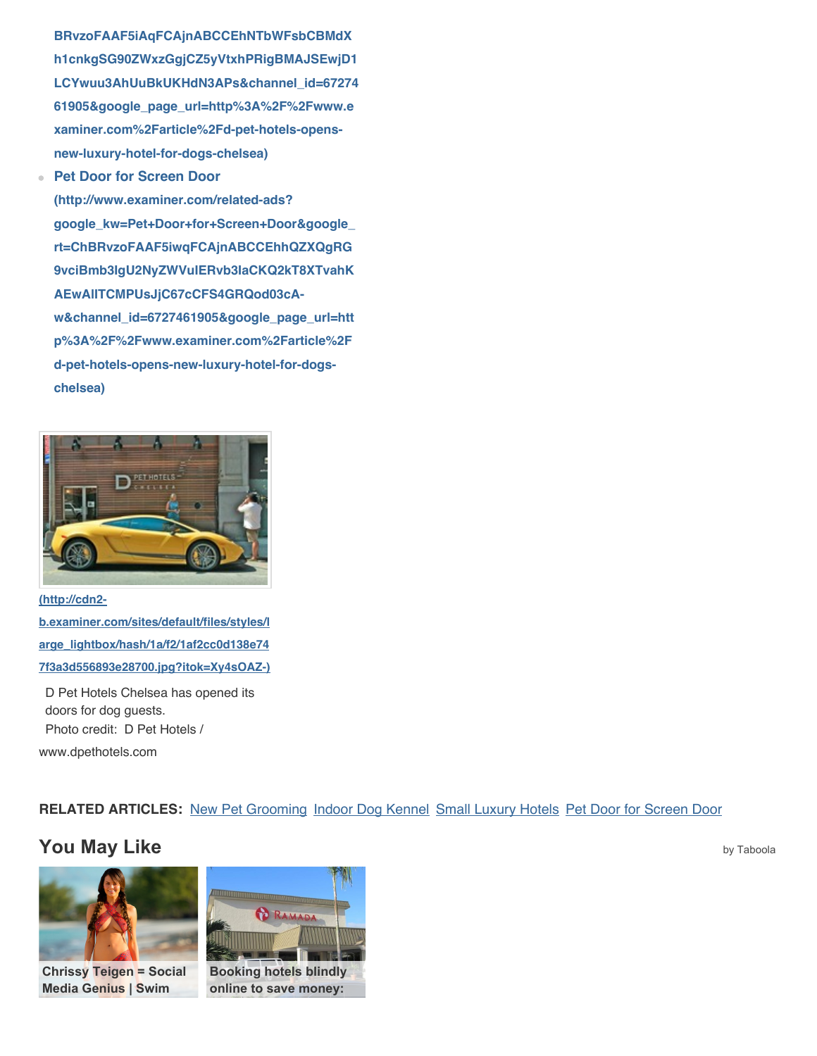BRvzoFAAF5iAqFCAjnABCCEhNTbWFsbCBMdXh1cnkgSG90ZWxzGgjCZ5yVtxhPRigBMAJSEwjD1LCYwuu3AhUuBkUKHdN3APs&channel_id=6727461905&google_page_url=http%3A%2F%2Fwww.examiner.com%2Farticle%2Fd-pet-hotels-opens-new-luxury-hotel-for-dogs-chelsea)

- **Pet Door for Screen Door (http://www.examiner.com/related-ads?google_kw=Pet+Door+for+Screen+Door&google_rt=ChBRvzoFAAF5iwqFCAjnABCCEhhQZXQgRG9vciBmb3IgU2NyZWVuIERvb3IaCKQ2kT8XTvahKAEwAlITCMPUsJjC67cCFS4GRQod03cA-w&channel_id=6727461905&google_page_url=http%3A%2F%2Fwww.examiner.com%2Farticle%2Fd-pet-hotels-opens-new-luxury-hotel-for-dogs-chelsea)**

(http://cdn2-b.examiner.com/sites/default/files/styles/large_lightbox/hash/1a/f2/1af2cc0d138e747f3a3d556893e28700.jpg?itok=Xy4sOAZ-)

D Pet Hotels Chelsea has opened its doors for dog guests.
Photo credit: D Pet Hotels / www.dpethotels.com

**RELATED ARTICLES:** New Pet Grooming Indoor Dog Kennel Small Luxury Hotels Pet Door for Screen Door

## You May Like

by Taboola

**Chrissy Teigen = Social Media Genius | Swim**

**Booking hotels blindly online to save money:**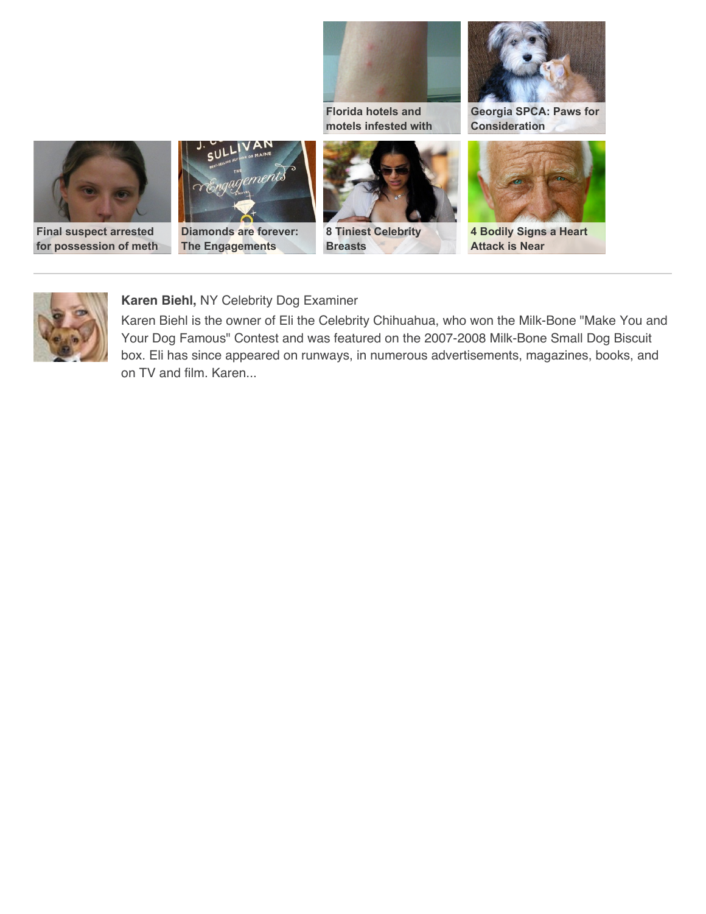Florida hotels and motels infested with

Georgia SPCA: Paws for Consideration

Final suspect arrested for possession of meth

Diamonds are forever: The Engagements

8 Tiniest Celebrity Breasts

4 Bodily Signs a Heart Attack is Near

---

**Karen Biehl,** NY Celebrity Dog Examiner

Karen Biehl is the owner of Eli the Celebrity Chihuahua, who won the Milk-Bone "Make You and Your Dog Famous" Contest and was featured on the 2007-2008 Milk-Bone Small Dog Biscuit box. Eli has since appeared on runways, in numerous advertisements, magazines, books, and on TV and film. Karen...